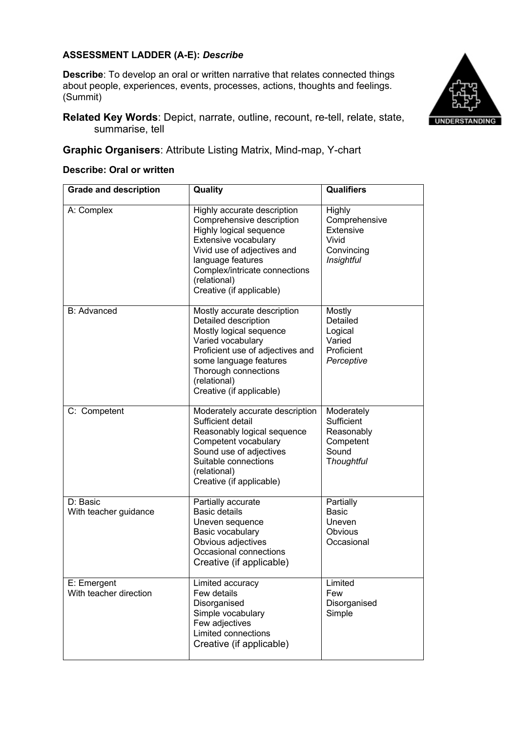**ASSESSMENT LADDER (A-E):** ***Describe***

**Describe**: To develop an oral or written narrative that relates connected things about people, experiences, events, processes, actions, thoughts and feelings. (Summit)

**Related Key Words**: Depict, narrate, outline, recount, re-tell, relate, state, summarise, tell

**Graphic Organisers**: Attribute Listing Matrix, Mind-map, Y-chart

**Describe: Oral or written**

| **Grade and description** | **Quality** | **Qualifiers** |
|---|---|---|
| A: Complex | Highly accurate description<br>Comprehensive description<br>Highly logical sequence<br>Extensive vocabulary<br>Vivid use of adjectives and language features<br>Complex/intricate connections (relational)<br>Creative (if applicable) | Highly<br>Comprehensive<br>Extensive<br>Vivid<br>Convincing<br>*Insightful* |
| B: Advanced | Mostly accurate description<br>Detailed description<br>Mostly logical sequence<br>Varied vocabulary<br>Proficient use of adjectives and some language features<br>Thorough connections (relational)<br>Creative (if applicable) | Mostly<br>Detailed<br>Logical<br>Varied<br>Proficient<br>*Perceptive* |
| C: Competent | Moderately accurate description<br>Sufficient detail<br>Reasonably logical sequence<br>Competent vocabulary<br>Sound use of adjectives<br>Suitable connections (relational)<br>Creative (if applicable) | Moderately<br>Sufficient<br>Reasonably<br>Competent<br>Sound<br>T*houghtful* |
| D: Basic<br>With teacher guidance | Partially accurate<br>Basic details<br>Uneven sequence<br>Basic vocabulary<br>Obvious adjectives<br>Occasional connections<br>Creative (if applicable) | Partially<br>Basic<br>Uneven<br>Obvious<br>Occasional |
| E: Emergent<br>With teacher direction | Limited accuracy<br>Few details<br>Disorganised<br>Simple vocabulary<br>Few adjectives<br>Limited connections<br>Creative (if applicable) | Limited<br>Few<br>Disorganised<br>Simple |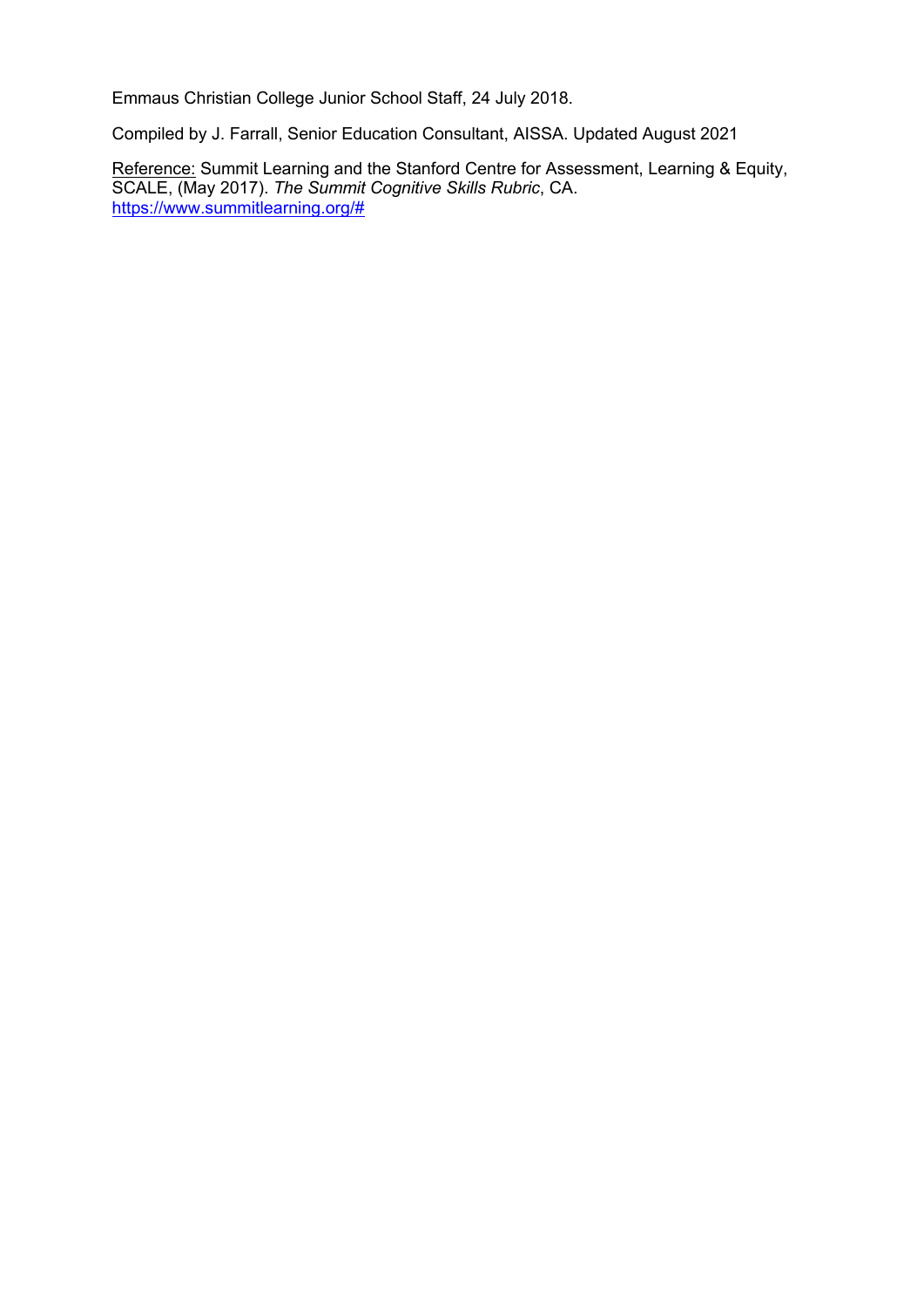Emmaus Christian College Junior School Staff, 24 July 2018.

Compiled by J. Farrall, Senior Education Consultant, AISSA. Updated August 2021

Reference: Summit Learning and the Stanford Centre for Assessment, Learning & Equity, SCALE, (May 2017). *The Summit Cognitive Skills Rubric*, CA.
https://www.summitlearning.org/#